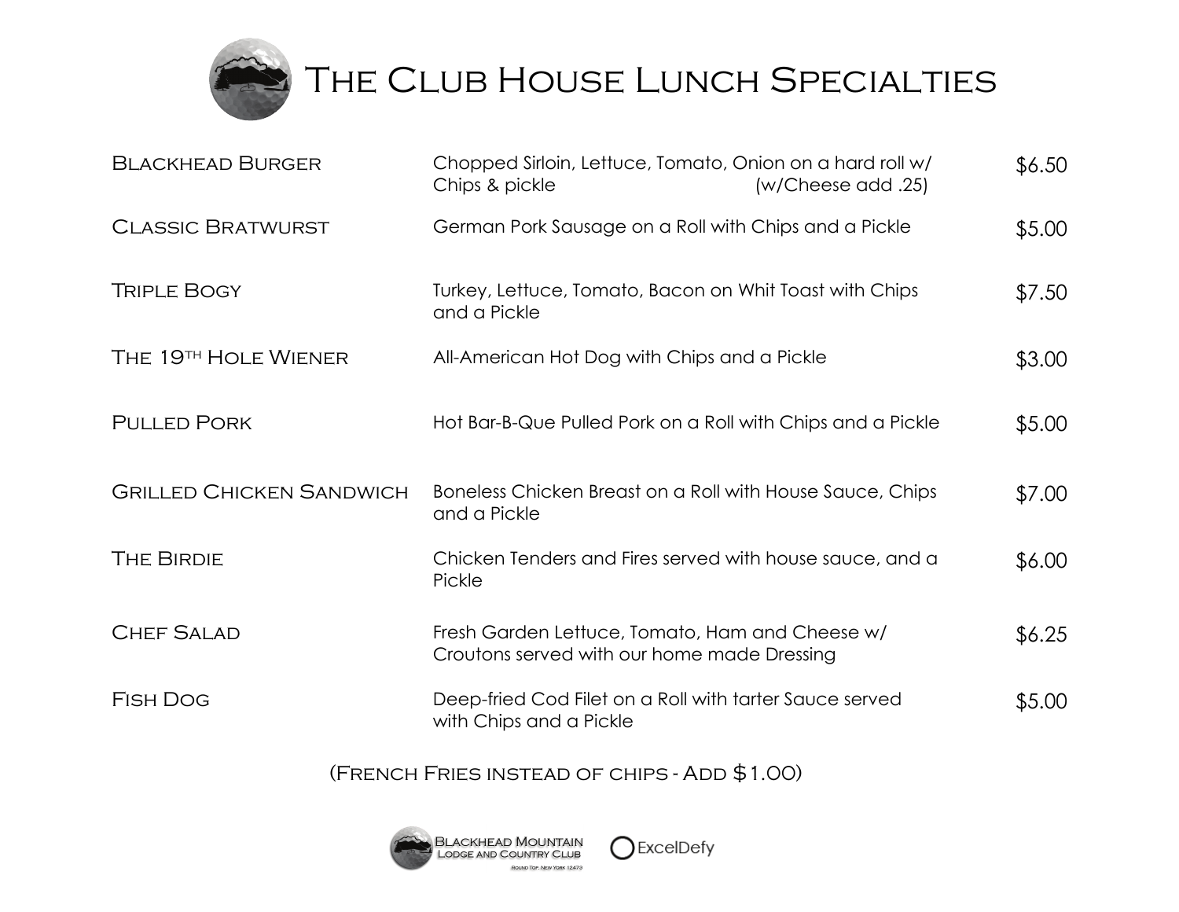# The Club House Lunch Specialties

| Item | Description | Price |
|---|---|---|
| Blackhead Burger | Chopped Sirloin, Lettuce, Tomato, Onion on a hard roll w/ Chips & pickle (w/Cheese add .25) | $6.50 |
| Classic Bratwurst | German Pork Sausage on a Roll with Chips and a Pickle | $5.00 |
| Triple Bogy | Turkey, Lettuce, Tomato, Bacon on Whit Toast with Chips and a Pickle | $7.50 |
| The 19th Hole Wiener | All-American Hot Dog with Chips and a Pickle | $3.00 |
| Pulled Pork | Hot Bar-B-Que Pulled Pork on a Roll with Chips and a Pickle | $5.00 |
| Grilled Chicken Sandwich | Boneless Chicken Breast on a Roll with House Sauce, Chips and a Pickle | $7.00 |
| The Birdie | Chicken Tenders and Fires served with house sauce, and a Pickle | $6.00 |
| Chef Salad | Fresh Garden Lettuce, Tomato, Ham and Cheese w/ Croutons served with our home made Dressing | $6.25 |
| Fish Dog | Deep-fried Cod Filet on a Roll with tarter Sauce served with Chips and a Pickle | $5.00 |

(French Fries instead of chips - Add $1.00)

Blackhead Mountain Lodge and Country Club
Round Top, New York 12473

ExcelDefy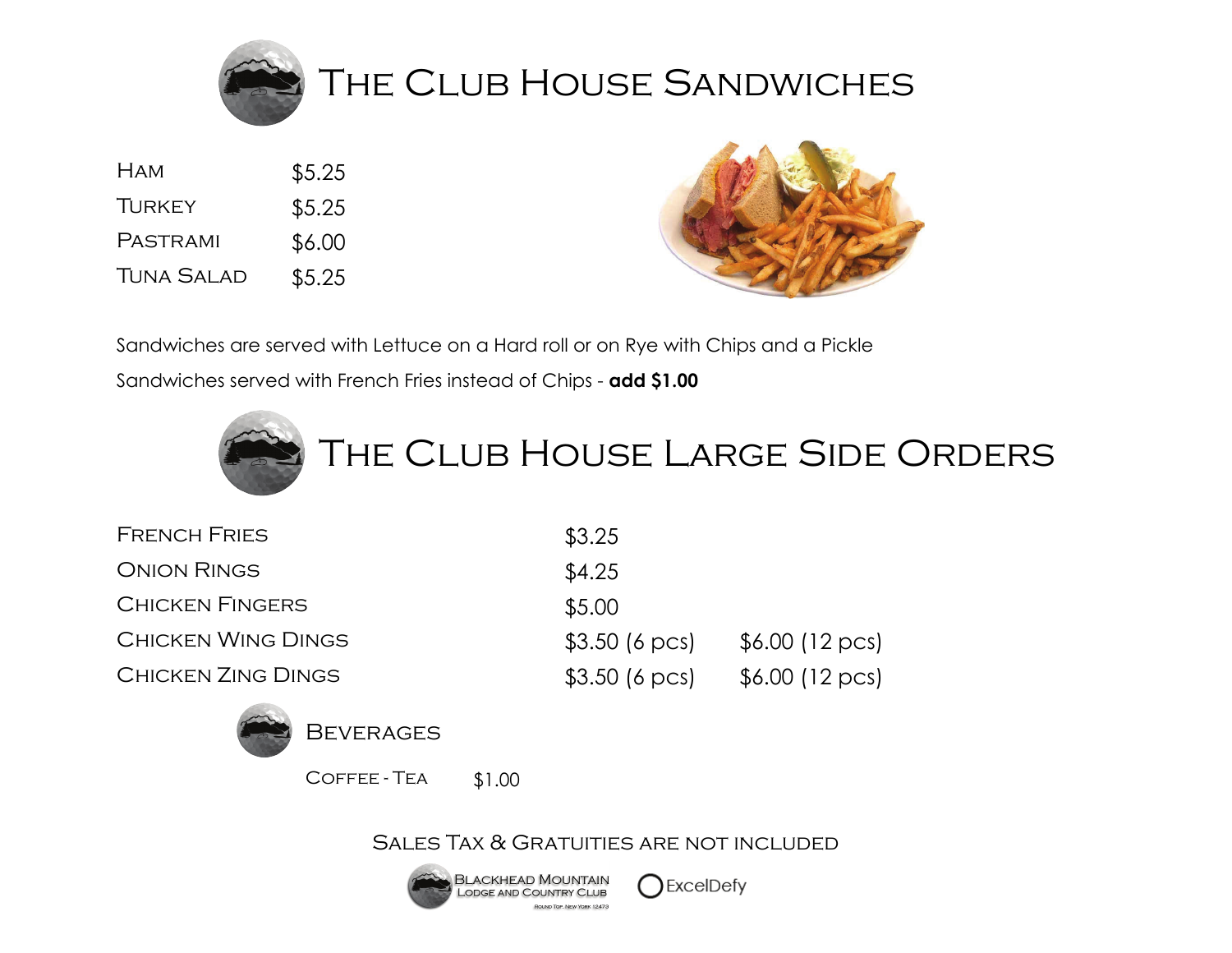# The Club House Sandwiches

| | |
|---|---|
| Ham | $5.25 |
| Turkey | $5.25 |
| Pastrami | $6.00 |
| Tuna Salad | $5.25 |

Sandwiches are served with Lettuce on a Hard roll or on Rye with Chips and a Pickle

Sandwiches served with French Fries instead of Chips - **add $1.00**

# The Club House Large Side Orders

| | | |
|---|---|---|
| French Fries | $3.25 | |
| Onion Rings | $4.25 | |
| Chicken Fingers | $5.00 | |
| Chicken Wing Dings | $3.50 (6 pcs) | $6.00 (12 pcs) |
| Chicken Zing Dings | $3.50 (6 pcs) | $6.00 (12 pcs) |

## Beverages

| | |
|---|---|
| Coffee - Tea | $1.00 |

Sales Tax & Gratuities are not included

Blackhead Mountain Lodge and Country Club
Round Top, New York 12473

ExcelDefy